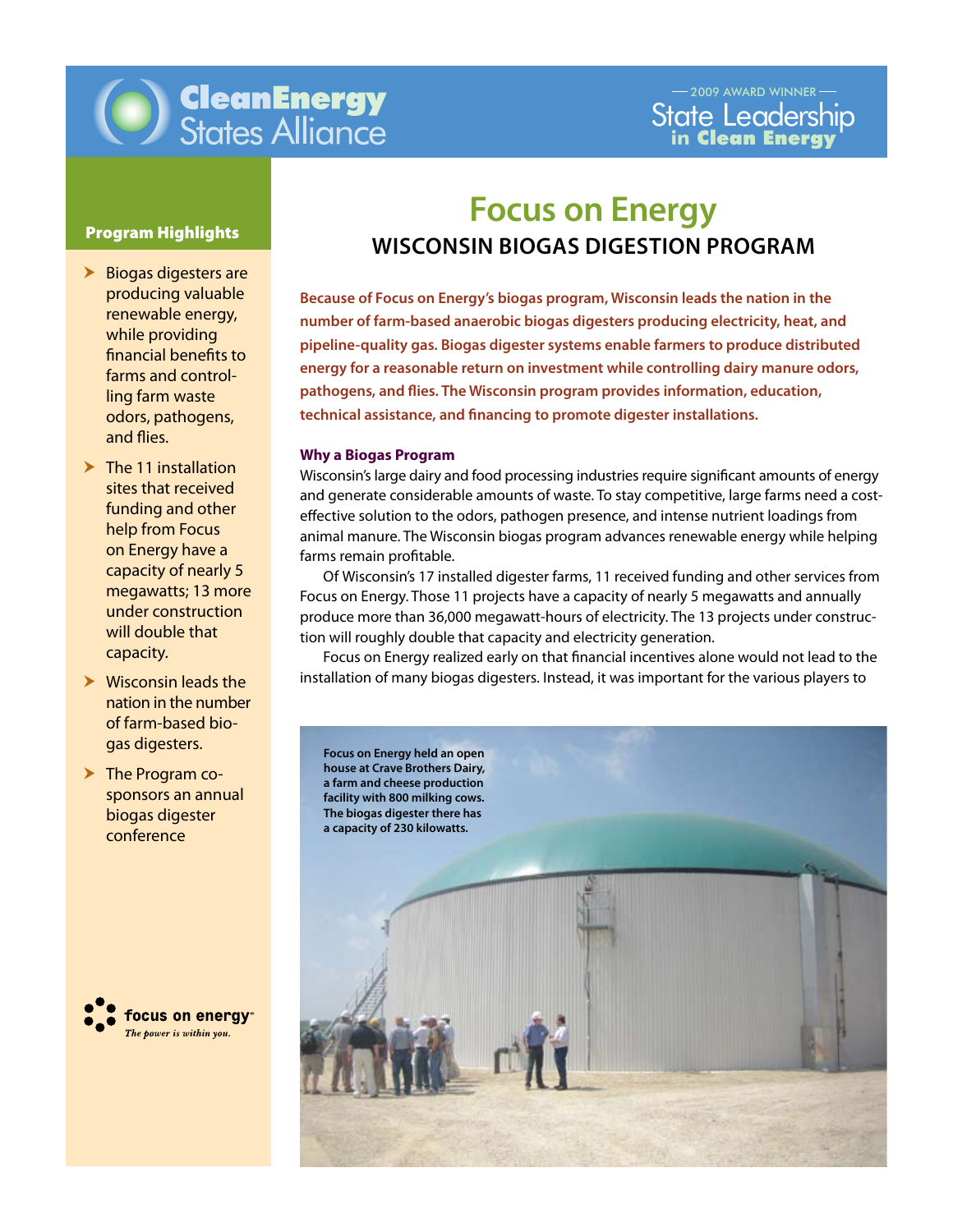CleanEnergy States Alliance

2009 AWARD WINNER State Leadership in Clean Energy

# Focus on Energy

## WISCONSIN BIOGAS DIGESTION PROGRAM

**Because of Focus on Energy's biogas program, Wisconsin leads the nation in the number of farm-based anaerobic biogas digesters producing electricity, heat, and pipeline-quality gas. Biogas digester systems enable farmers to produce distributed energy for a reasonable return on investment while controlling dairy manure odors, pathogens, and flies. The Wisconsin program provides information, education, technical assistance, and financing to promote digester installations.**

### Why a Biogas Program

Wisconsin's large dairy and food processing industries require significant amounts of energy and generate considerable amounts of waste. To stay competitive, large farms need a cost-effective solution to the odors, pathogen presence, and intense nutrient loadings from animal manure. The Wisconsin biogas program advances renewable energy while helping farms remain profitable.

Of Wisconsin's 17 installed digester farms, 11 received funding and other services from Focus on Energy. Those 11 projects have a capacity of nearly 5 megawatts and annually produce more than 36,000 megawatt-hours of electricity. The 13 projects under construction will roughly double that capacity and electricity generation.

Focus on Energy realized early on that financial incentives alone would not lead to the installation of many biogas digesters. Instead, it was important for the various players to

**Focus on Energy held an open house at Crave Brothers Dairy, a farm and cheese production facility with 800 milking cows. The biogas digester there has a capacity of 230 kilowatts.**

### Program Highlights

- Biogas digesters are producing valuable renewable energy, while providing financial benefits to farms and controlling farm waste odors, pathogens, and flies.
- The 11 installation sites that received funding and other help from Focus on Energy have a capacity of nearly 5 megawatts; 13 more under construction will double that capacity.
- Wisconsin leads the nation in the number of farm-based biogas digesters.
- The Program co-sponsors an annual biogas digester conference

focus on energy™ *The power is within you.*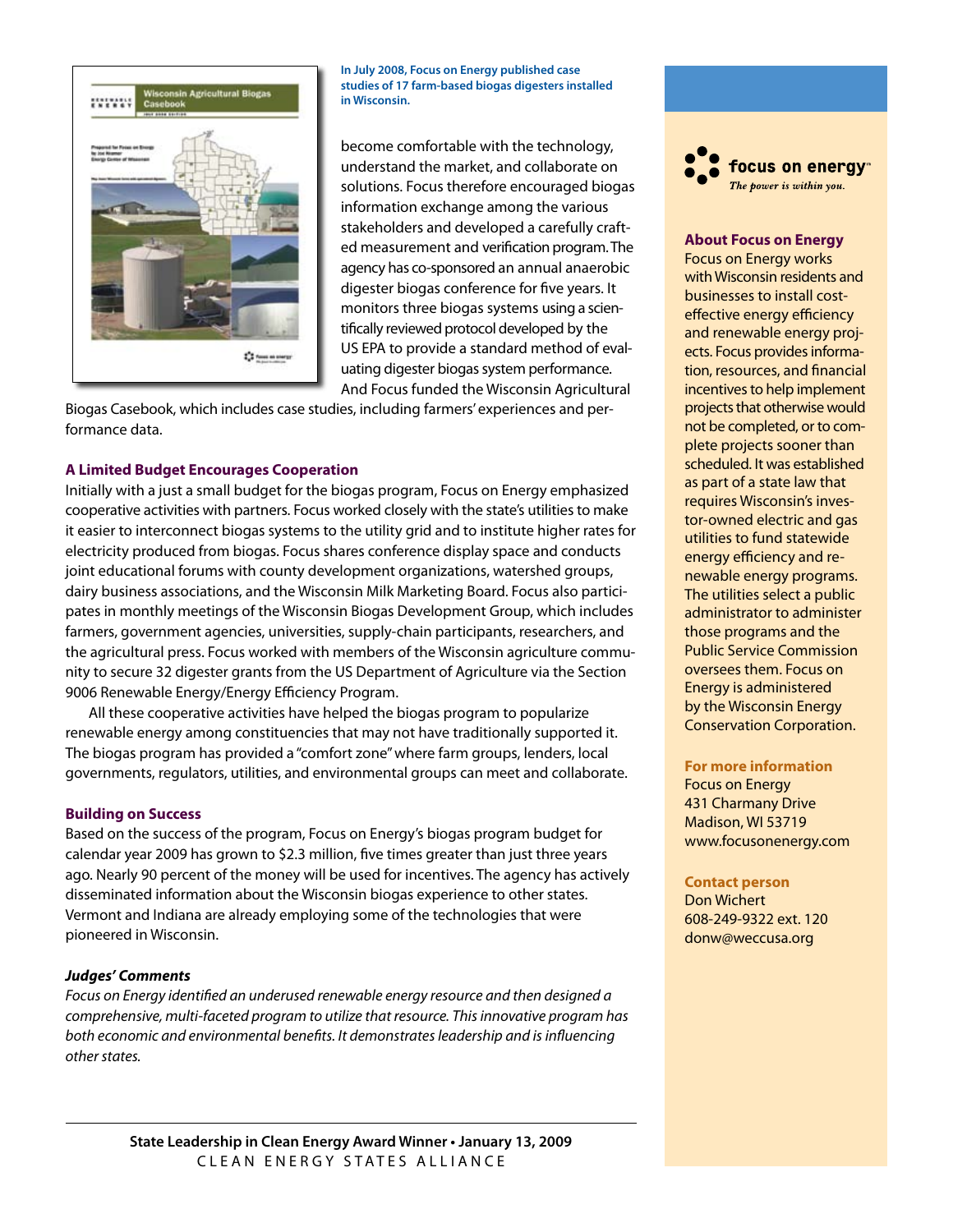In July 2008, Focus on Energy published case studies of 17 farm-based biogas digesters installed in Wisconsin.

become comfortable with the technology, understand the market, and collaborate on solutions. Focus therefore encouraged biogas information exchange among the various stakeholders and developed a carefully crafted measurement and verification program. The agency has co-sponsored an annual anaerobic digester biogas conference for five years. It monitors three biogas systems using a scientifically reviewed protocol developed by the US EPA to provide a standard method of evaluating digester biogas system performance. And Focus funded the Wisconsin Agricultural Biogas Casebook, which includes case studies, including farmers' experiences and performance data.

### A Limited Budget Encourages Cooperation

Initially with a just a small budget for the biogas program, Focus on Energy emphasized cooperative activities with partners. Focus worked closely with the state's utilities to make it easier to interconnect biogas systems to the utility grid and to institute higher rates for electricity produced from biogas. Focus shares conference display space and conducts joint educational forums with county development organizations, watershed groups, dairy business associations, and the Wisconsin Milk Marketing Board. Focus also participates in monthly meetings of the Wisconsin Biogas Development Group, which includes farmers, government agencies, universities, supply-chain participants, researchers, and the agricultural press. Focus worked with members of the Wisconsin agriculture community to secure 32 digester grants from the US Department of Agriculture via the Section 9006 Renewable Energy/Energy Efficiency Program.

All these cooperative activities have helped the biogas program to popularize renewable energy among constituencies that may not have traditionally supported it. The biogas program has provided a "comfort zone" where farm groups, lenders, local governments, regulators, utilities, and environmental groups can meet and collaborate.

### Building on Success

Based on the success of the program, Focus on Energy's biogas program budget for calendar year 2009 has grown to $2.3 million, five times greater than just three years ago. Nearly 90 percent of the money will be used for incentives. The agency has actively disseminated information about the Wisconsin biogas experience to other states. Vermont and Indiana are already employing some of the technologies that were pioneered in Wisconsin.

### *Judges' Comments*

*Focus on Energy identified an underused renewable energy resource and then designed a comprehensive, multi-faceted program to utilize that resource. This innovative program has both economic and environmental benefits. It demonstrates leadership and is influencing other states.*

**State Leadership in Clean Energy Award Winner • January 13, 2009**
CLEAN ENERGY STATES ALLIANCE

---

focus on energy™
*The power is within you.*

### About Focus on Energy

Focus on Energy works with Wisconsin residents and businesses to install cost-effective energy efficiency and renewable energy projects. Focus provides information, resources, and financial incentives to help implement projects that otherwise would not be completed, or to complete projects sooner than scheduled. It was established as part of a state law that requires Wisconsin's investor-owned electric and gas utilities to fund statewide energy efficiency and renewable energy programs. The utilities select a public administrator to administer those programs and the Public Service Commission oversees them. Focus on Energy is administered by the Wisconsin Energy Conservation Corporation.

### For more information

Focus on Energy
431 Charmany Drive
Madison, WI 53719
www.focusonenergy.com

### Contact person

Don Wichert
608-249-9322 ext. 120
donw@weccusa.org